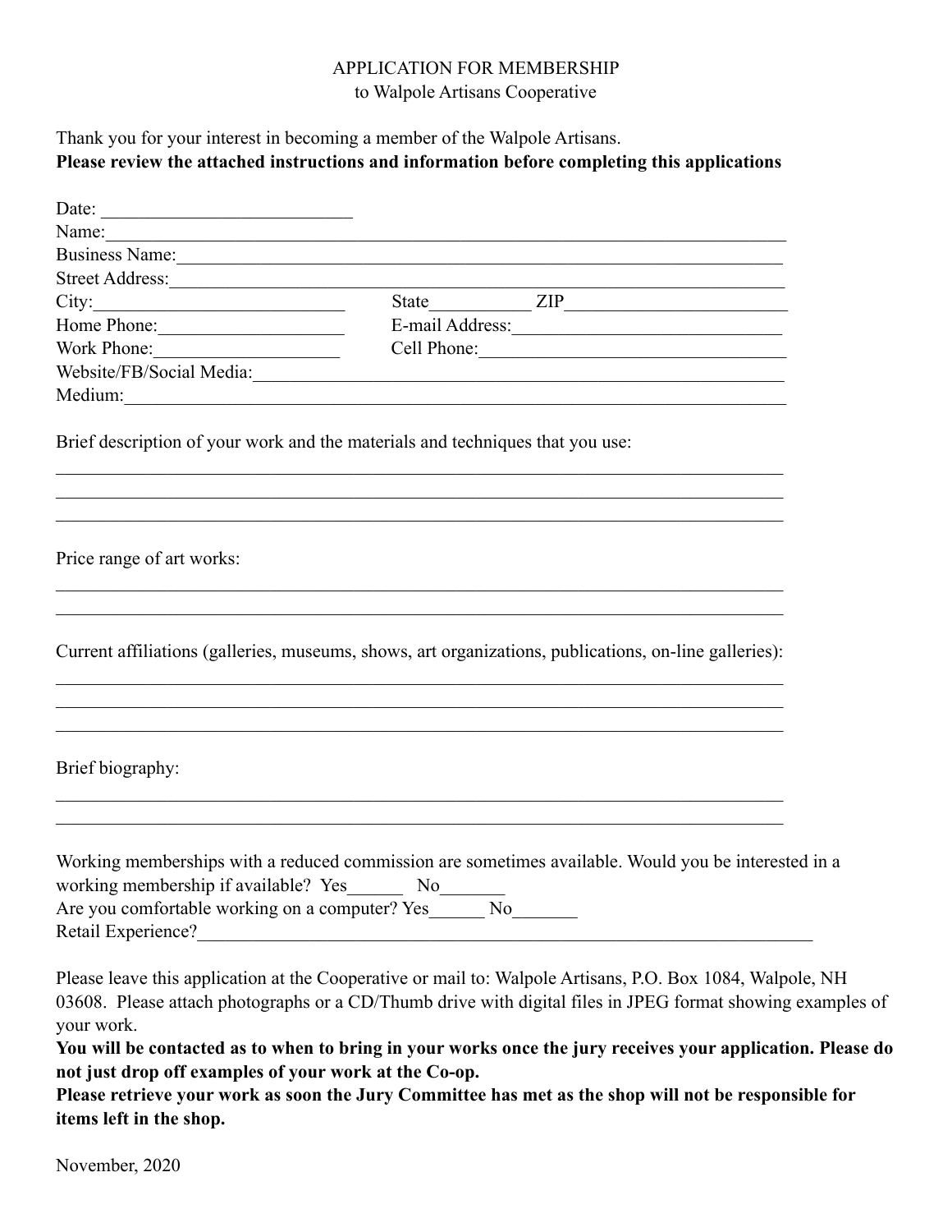APPLICATION FOR MEMBERSHIP
to Walpole Artisans Cooperative

Thank you for your interest in becoming a member of the Walpole Artisans.
**Please review the attached instructions and information before completing this applications**

Date: ___________________________
Name:_____________________________________________________________________________
Business Name:_____________________________________________________________________
Street Address:_____________________________________________________________________
City:____________________________ State__________ ZIP_______________________
Home Phone:____________________ E-mail Address:____________________________
Work Phone:___________________ Cell Phone:_________________________________
Website/FB/Social Media:___________________________________________________________
Medium:___________________________________________________________________________

Brief description of your work and the materials and techniques that you use:

_____________________________________________________________________________
_____________________________________________________________________________
_____________________________________________________________________________

Price range of art works:

_____________________________________________________________________________
_____________________________________________________________________________

Current affiliations (galleries, museums, shows, art organizations, publications, on-line galleries):

_____________________________________________________________________________
_____________________________________________________________________________
_____________________________________________________________________________

Brief biography:

_____________________________________________________________________________
_____________________________________________________________________________

Working memberships with a reduced commission are sometimes available. Would you be interested in a working membership if available? Yes______ No_______
Are you comfortable working on a computer? Yes______ No_______
Retail Experience?______________________________________________________________________

Please leave this application at the Cooperative or mail to: Walpole Artisans, P.O. Box 1084, Walpole, NH 03608. Please attach photographs or a CD/Thumb drive with digital files in JPEG format showing examples of your work.
**You will be contacted as to when to bring in your works once the jury receives your application. Please do not just drop off examples of your work at the Co-op.**
**Please retrieve your work as soon the Jury Committee has met as the shop will not be responsible for items left in the shop.**

November, 2020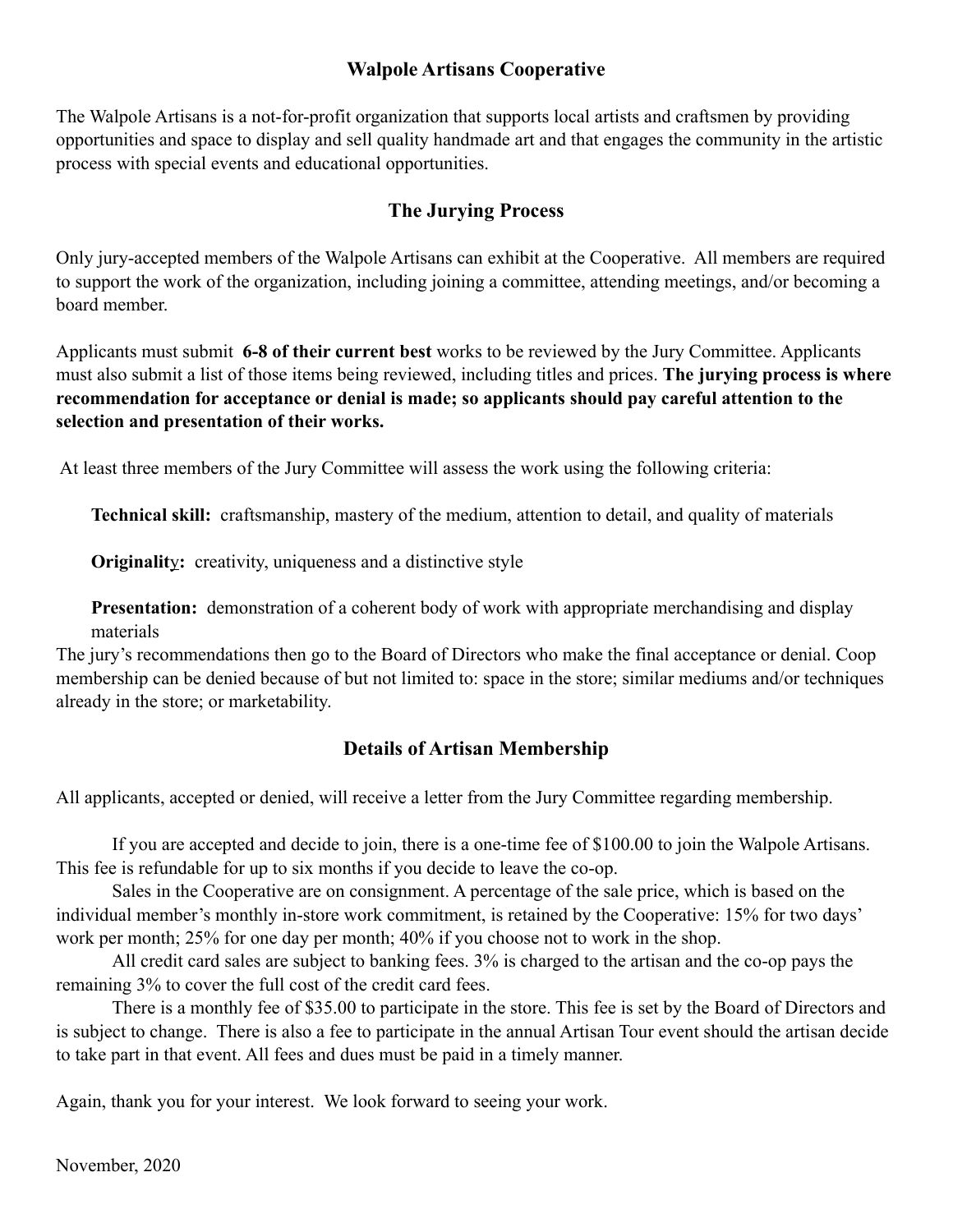## Walpole Artisans Cooperative

The Walpole Artisans is a not-for-profit organization that supports local artists and craftsmen by providing opportunities and space to display and sell quality handmade art and that engages the community in the artistic process with special events and educational opportunities.

## The Jurying Process

Only jury-accepted members of the Walpole Artisans can exhibit at the Cooperative. All members are required to support the work of the organization, including joining a committee, attending meetings, and/or becoming a board member.

Applicants must submit **6-8 of their current best** works to be reviewed by the Jury Committee. Applicants must also submit a list of those items being reviewed, including titles and prices. **The jurying process is where recommendation for acceptance or denial is made; so applicants should pay careful attention to the selection and presentation of their works.**

At least three members of the Jury Committee will assess the work using the following criteria:

**Technical skill:** craftsmanship, mastery of the medium, attention to detail, and quality of materials

**Originality:** creativity, uniqueness and a distinctive style

**Presentation:** demonstration of a coherent body of work with appropriate merchandising and display materials

The jury's recommendations then go to the Board of Directors who make the final acceptance or denial. Coop membership can be denied because of but not limited to: space in the store; similar mediums and/or techniques already in the store; or marketability.

## Details of Artisan Membership

All applicants, accepted or denied, will receive a letter from the Jury Committee regarding membership.

If you are accepted and decide to join, there is a one-time fee of $100.00 to join the Walpole Artisans. This fee is refundable for up to six months if you decide to leave the co-op.

Sales in the Cooperative are on consignment. A percentage of the sale price, which is based on the individual member's monthly in-store work commitment, is retained by the Cooperative: 15% for two days' work per month; 25% for one day per month; 40% if you choose not to work in the shop.

All credit card sales are subject to banking fees. 3% is charged to the artisan and the co-op pays the remaining 3% to cover the full cost of the credit card fees.

There is a monthly fee of $35.00 to participate in the store. This fee is set by the Board of Directors and is subject to change. There is also a fee to participate in the annual Artisan Tour event should the artisan decide to take part in that event. All fees and dues must be paid in a timely manner.

Again, thank you for your interest. We look forward to seeing your work.

November, 2020